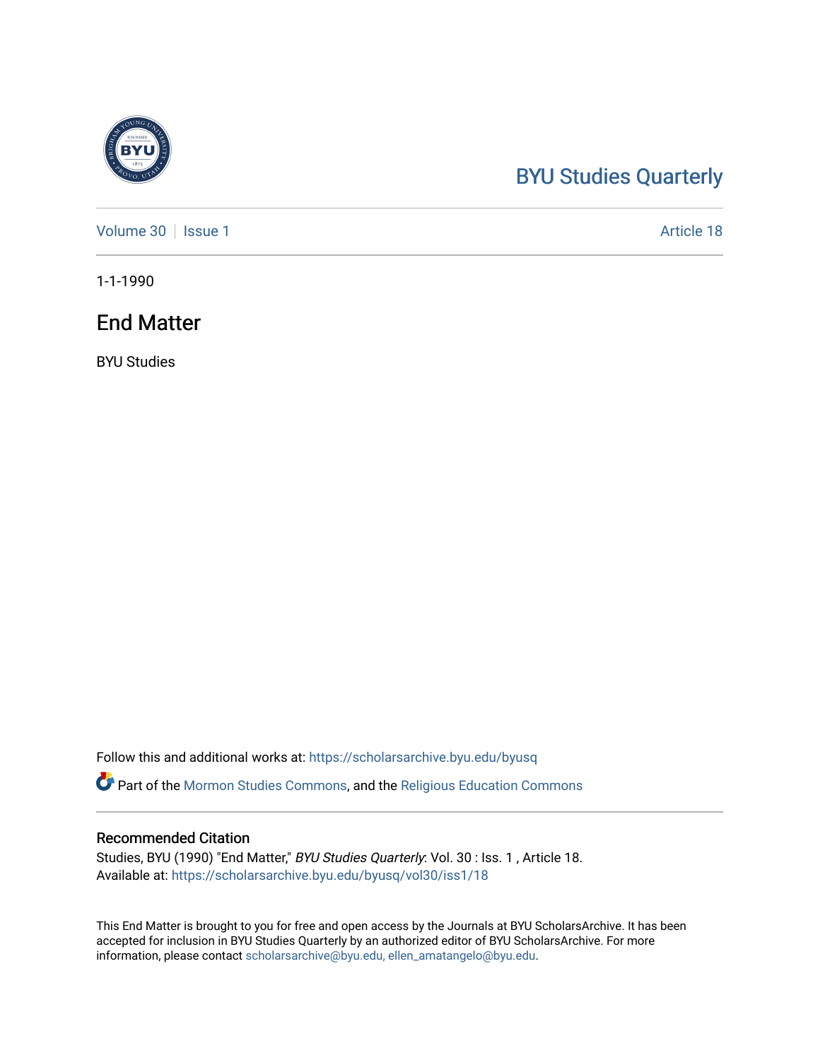BYU Studies Quarterly

Volume 30 | Issue 1 | Article 18

1-1-1990

# End Matter

BYU Studies

Follow this and additional works at: https://scholarsarchive.byu.edu/byusq

Part of the Mormon Studies Commons, and the Religious Education Commons

## Recommended Citation

Studies, BYU (1990) "End Matter," *BYU Studies Quarterly*: Vol. 30 : Iss. 1 , Article 18.
Available at: https://scholarsarchive.byu.edu/byusq/vol30/iss1/18

This End Matter is brought to you for free and open access by the Journals at BYU ScholarsArchive. It has been accepted for inclusion in BYU Studies Quarterly by an authorized editor of BYU ScholarsArchive. For more information, please contact scholarsarchive@byu.edu, ellen_amatangelo@byu.edu.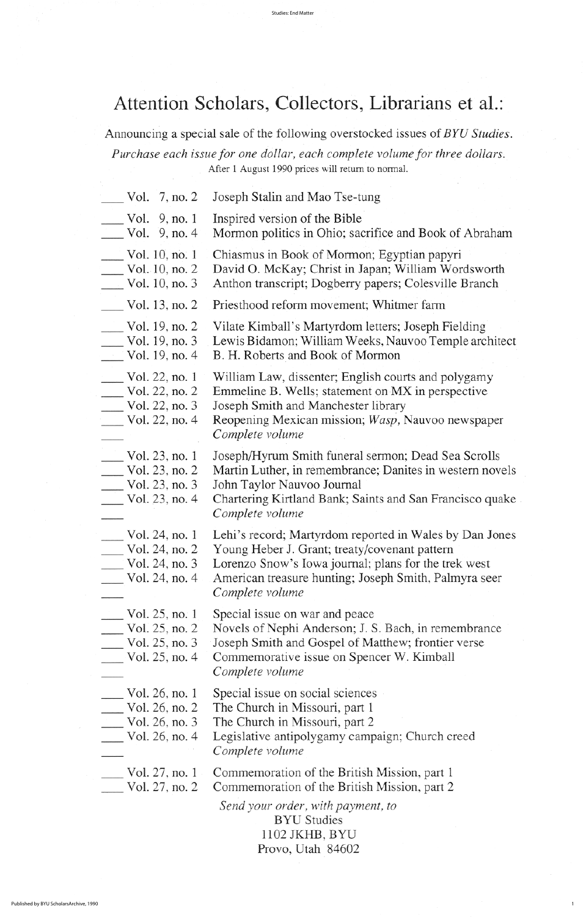# Attention Scholars, Collectors, Librarians et al.:

Announcing a special sale of the following overstocked issues of *BYU Studies*.

*Purchase each issue for one dollar, each complete volume for three dollars.*

After 1 August 1990 prices will return to normal.

| | |
|---|---|
| ___ Vol. 7, no. 2 | Joseph Stalin and Mao Tse-tung |
| ___ Vol. 9, no. 1 | Inspired version of the Bible |
| ___ Vol. 9, no. 4 | Mormon politics in Ohio; sacrifice and Book of Abraham |
| ___ Vol. 10, no. 1 | Chiasmus in Book of Mormon; Egyptian papyri |
| ___ Vol. 10, no. 2 | David O. McKay; Christ in Japan; William Wordsworth |
| ___ Vol. 10, no. 3 | Anthon transcript; Dogberry papers; Colesville Branch |
| ___ Vol. 13, no. 2 | Priesthood reform movement; Whitmer farm |
| ___ Vol. 19, no. 2 | Vilate Kimball's Martyrdom letters; Joseph Fielding |
| ___ Vol. 19, no. 3 | Lewis Bidamon; William Weeks, Nauvoo Temple architect |
| ___ Vol. 19, no. 4 | B. H. Roberts and Book of Mormon |
| ___ Vol. 22, no. 1 | William Law, dissenter; English courts and polygamy |
| ___ Vol. 22, no. 2 | Emmeline B. Wells; statement on MX in perspective |
| ___ Vol. 22, no. 3 | Joseph Smith and Manchester library |
| ___ Vol. 22, no. 4 | Reopening Mexican mission; *Wasp*, Nauvoo newspaper |
| ___ | *Complete volume* |
| ___ Vol. 23, no. 1 | Joseph/Hyrum Smith funeral sermon; Dead Sea Scrolls |
| ___ Vol. 23, no. 2 | Martin Luther, in remembrance; Danites in western novels |
| ___ Vol. 23, no. 3 | John Taylor Nauvoo Journal |
| ___ Vol. 23, no. 4 | Chartering Kirtland Bank; Saints and San Francisco quake |
| ___ | *Complete volume* |
| ___ Vol. 24, no. 1 | Lehi's record; Martyrdom reported in Wales by Dan Jones |
| ___ Vol. 24, no. 2 | Young Heber J. Grant; treaty/covenant pattern |
| ___ Vol. 24, no. 3 | Lorenzo Snow's Iowa journal; plans for the trek west |
| ___ Vol. 24, no. 4 | American treasure hunting; Joseph Smith, Palmyra seer |
| ___ | *Complete volume* |
| ___ Vol. 25, no. 1 | Special issue on war and peace |
| ___ Vol. 25, no. 2 | Novels of Nephi Anderson; J. S. Bach, in remembrance |
| ___ Vol. 25, no. 3 | Joseph Smith and Gospel of Matthew; frontier verse |
| ___ Vol. 25, no. 4 | Commemorative issue on Spencer W. Kimball |
| ___ | *Complete volume* |
| ___ Vol. 26, no. 1 | Special issue on social sciences |
| ___ Vol. 26, no. 2 | The Church in Missouri, part 1 |
| ___ Vol. 26, no. 3 | The Church in Missouri, part 2 |
| ___ Vol. 26, no. 4 | Legislative antipolygamy campaign; Church creed |
| ___ | *Complete volume* |
| ___ Vol. 27, no. 1 | Commemoration of the British Mission, part 1 |
| ___ Vol. 27, no. 2 | Commemoration of the British Mission, part 2 |

*Send your order, with payment, to*
BYU Studies
1102 JKHB, BYU
Provo, Utah 84602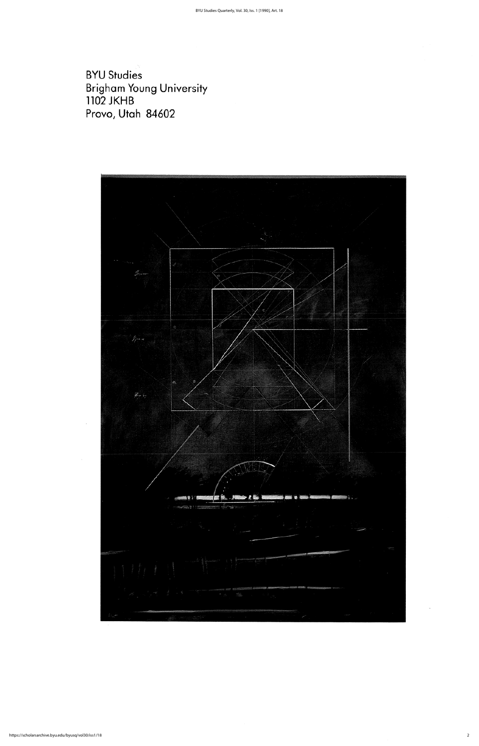BYU Studies
Brigham Young University
1102 JKHB
Provo, Utah 84602